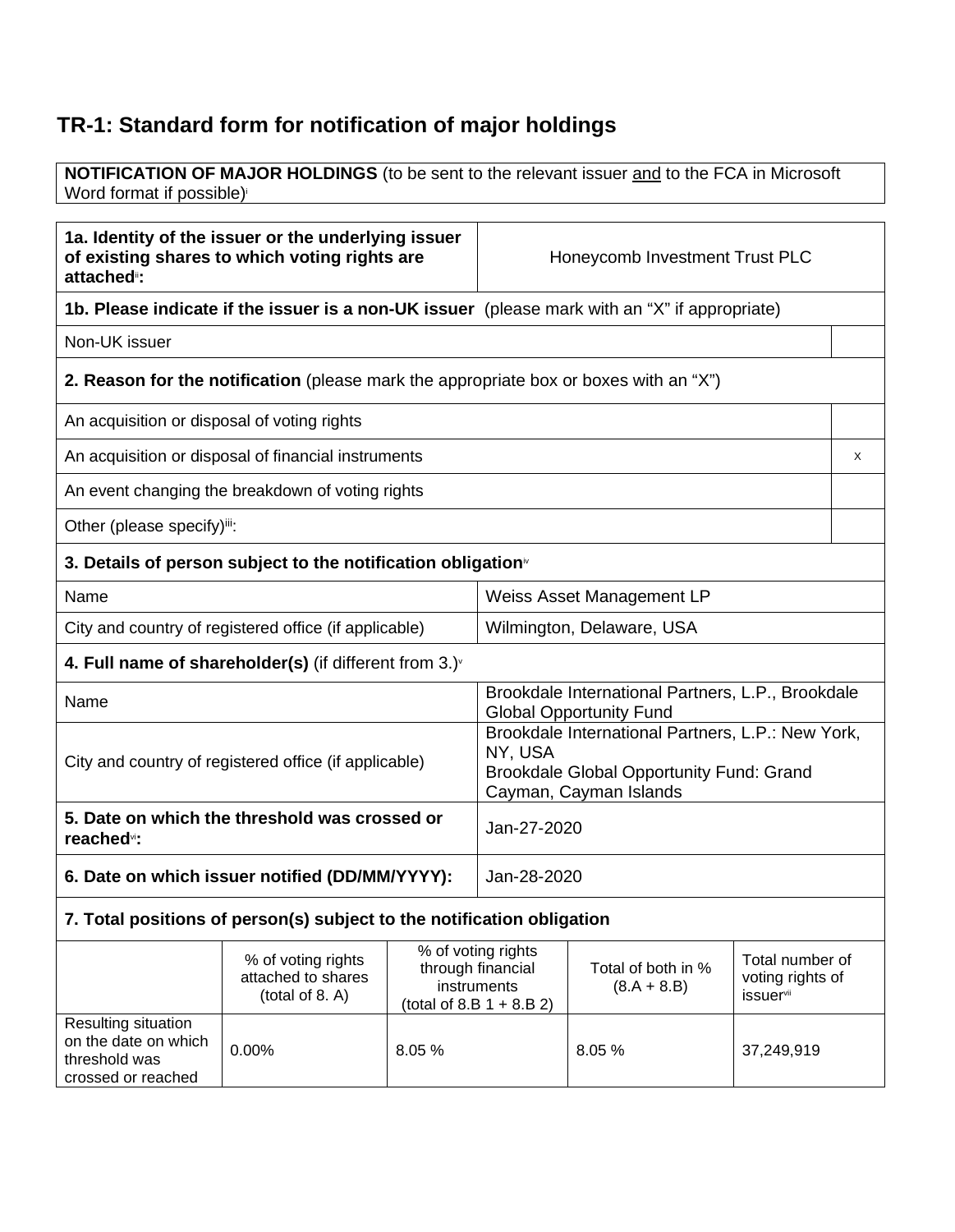# TR-1: Standard form for notification of major holdings

**NOTIFICATION OF MAJOR HOLDINGS** (to be sent to the relevant issuer and to the FCA in Microsoft Word format if possible)[i]

| | |
|---|---|
| **1a. Identity of the issuer or the underlying issuer of existing shares to which voting rights are attached[ii]:** | Honeycomb Investment Trust PLC |

**1b. Please indicate if the issuer is a non-UK issuer** (please mark with an "X" if appropriate)

| | |
|---|---|
| Non-UK issuer | |

**2. Reason for the notification** (please mark the appropriate box or boxes with an "X")

| | |
|---|---|
| An acquisition or disposal of voting rights | |
| An acquisition or disposal of financial instruments | X |
| An event changing the breakdown of voting rights | |
| Other (please specify)[iii]: | |

**3. Details of person subject to the notification obligation[iv]**

| | |
|---|---|
| Name | Weiss Asset Management LP |
| City and country of registered office (if applicable) | Wilmington, Delaware, USA |

**4. Full name of shareholder(s)** (if different from 3.)[v]

| | |
|---|---|
| Name | Brookdale International Partners, L.P., Brookdale Global Opportunity Fund |
| City and country of registered office (if applicable) | Brookdale International Partners, L.P.: New York, NY, USA<br>Brookdale Global Opportunity Fund: Grand Cayman, Cayman Islands |

| | |
|---|---|
| **5. Date on which the threshold was crossed or reached[vi]:** | Jan-27-2020 |
| **6. Date on which issuer notified (DD/MM/YYYY):** | Jan-28-2020 |

**7. Total positions of person(s) subject to the notification obligation**

| | % of voting rights attached to shares (total of 8. A) | % of voting rights through financial instruments (total of 8.B 1 + 8.B 2) | Total of both in % (8.A + 8.B) | Total number of voting rights of issuer[vii] |
|---|---|---|---|---|
| Resulting situation on the date on which threshold was crossed or reached | 0.00% | 8.05 % | 8.05 % | 37,249,919 |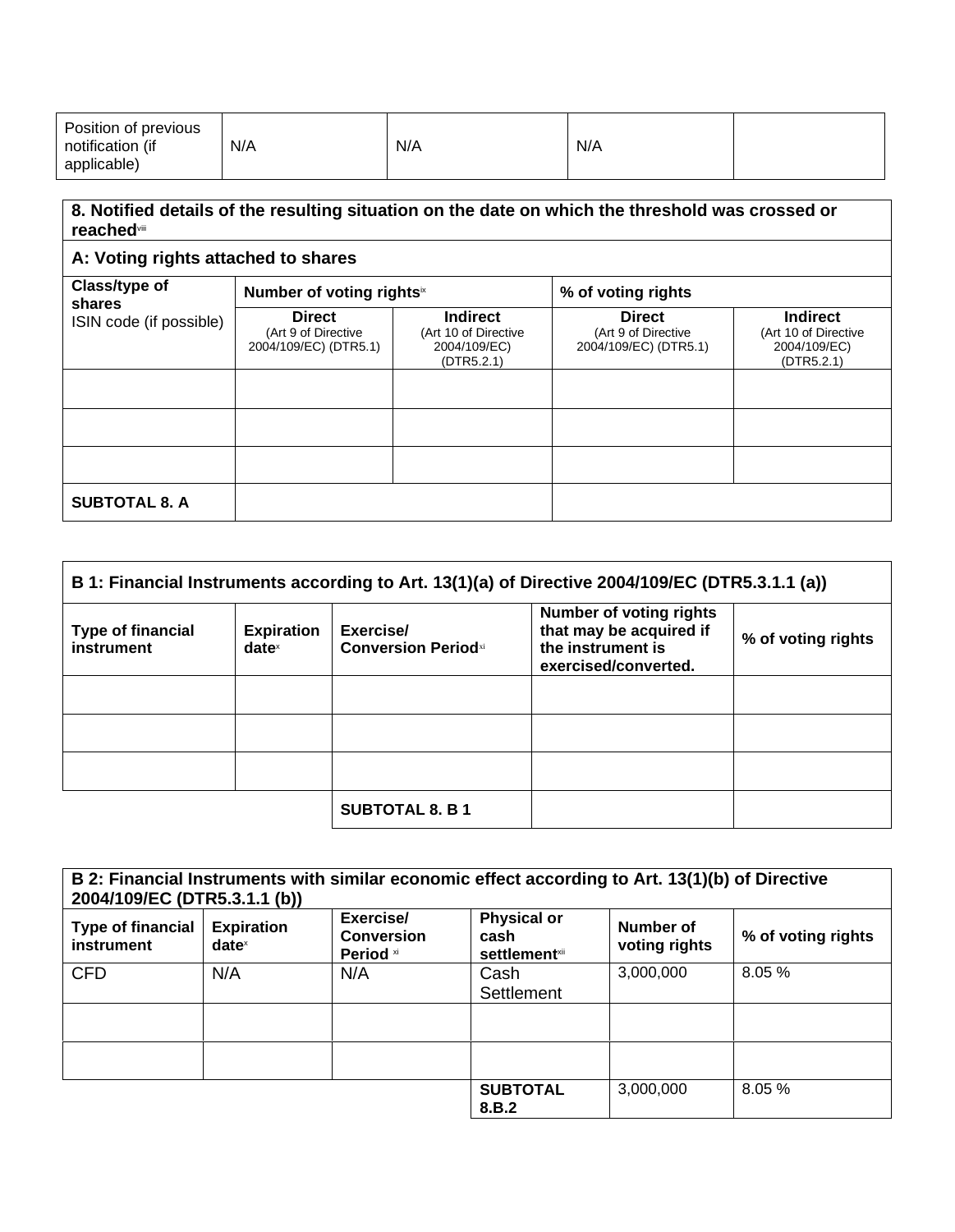| Position of previous notification (if applicable) | N/A | N/A | N/A | |
|---|---|---|---|---|

| 8. Notified details of the resulting situation on the date on which the threshold was crossed or reached[viii] | | | | |
|---|---|---|---|---|
| **A: Voting rights attached to shares** | | | | |
| **Class/type of shares** ISIN code (if possible) | **Number of voting rights**[ix] | | **% of voting rights** | |
| | **Direct** (Art 9 of Directive 2004/109/EC) (DTR5.1) | **Indirect** (Art 10 of Directive 2004/109/EC) (DTR5.2.1) | **Direct** (Art 9 of Directive 2004/109/EC) (DTR5.1) | **Indirect** (Art 10 of Directive 2004/109/EC) (DTR5.2.1) |
| | | | | |
| | | | | |
| | | | | |
| **SUBTOTAL 8. A** | | | | |

| B 1: Financial Instruments according to Art. 13(1)(a) of Directive 2004/109/EC (DTR5.3.1.1 (a)) | | | | |
|---|---|---|---|---|
| **Type of financial instrument** | **Expiration date**[x] | **Exercise/ Conversion Period**[xi] | **Number of voting rights that may be acquired if the instrument is exercised/converted.** | **% of voting rights** |
| | | | | |
| | | | | |
| | | | | |
| | | **SUBTOTAL 8. B 1** | | |

| B 2: Financial Instruments with similar economic effect according to Art. 13(1)(b) of Directive 2004/109/EC (DTR5.3.1.1 (b)) | | | | | |
|---|---|---|---|---|---|
| **Type of financial instrument** | **Expiration date**[x] | **Exercise/ Conversion Period**[xi] | **Physical or cash settlement**[xii] | **Number of voting rights** | **% of voting rights** |
| CFD | N/A | N/A | Cash Settlement | 3,000,000 | 8.05 % |
| | | | | | |
| | | | | | |
| | | | **SUBTOTAL 8.B.2** | 3,000,000 | 8.05 % |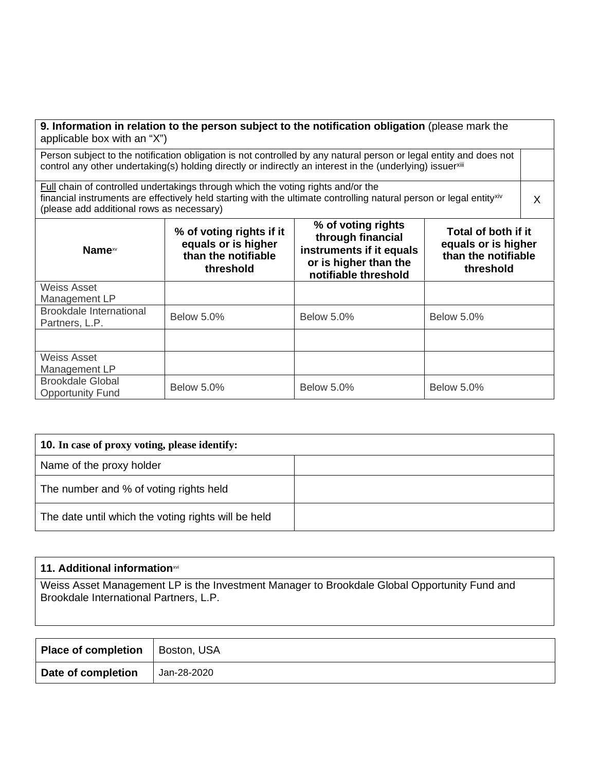| **9. Information in relation to the person subject to the notification obligation** (please mark the applicable box with an "X") | | | | |
|---|---|---|---|---|
| Person subject to the notification obligation is not controlled by any natural person or legal entity and does not control any other undertaking(s) holding directly or indirectly an interest in the (underlying) issuer[xiii] | | | | |
| Full chain of controlled undertakings through which the voting rights and/or the financial instruments are effectively held starting with the ultimate controlling natural person or legal entity[xiv] (please add additional rows as necessary) | | | | X |
| **Name**[xv] | **% of voting rights if it equals or is higher than the notifiable threshold** | **% of voting rights through financial instruments if it equals or is higher than the notifiable threshold** | **Total of both if it equals or is higher than the notifiable threshold** | |
| Weiss Asset Management LP | | | | |
| Brookdale International Partners, L.P. | Below 5.0% | Below 5.0% | Below 5.0% | |
| | | | | |
| Weiss Asset Management LP | | | | |
| Brookdale Global Opportunity Fund | Below 5.0% | Below 5.0% | Below 5.0% | |

| **10. In case of proxy voting, please identify:** | |
|---|---|
| Name of the proxy holder | |
| The number and % of voting rights held | |
| The date until which the voting rights will be held | |

| **11. Additional information**[xvi] |
|---|
| Weiss Asset Management LP is the Investment Manager to Brookdale Global Opportunity Fund and Brookdale International Partners, L.P. |

| | |
|---|---|
| **Place of completion** | Boston, USA |
| **Date of completion** | Jan-28-2020 |